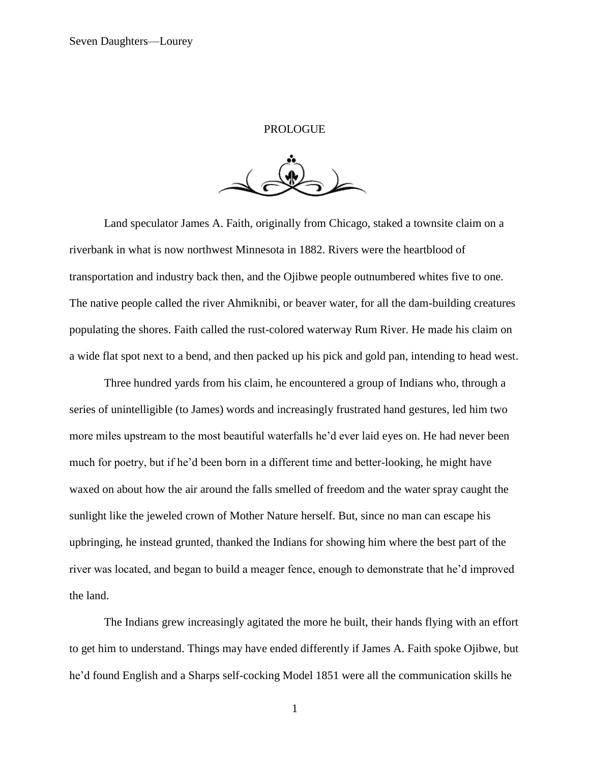# PROLOGUE

Land speculator James A. Faith, originally from Chicago, staked a townsite claim on a riverbank in what is now northwest Minnesota in 1882. Rivers were the heartblood of transportation and industry back then, and the Ojibwe people outnumbered whites five to one. The native people called the river Ahmiknibi, or beaver water, for all the dam-building creatures populating the shores. Faith called the rust-colored waterway Rum River. He made his claim on a wide flat spot next to a bend, and then packed up his pick and gold pan, intending to head west.

Three hundred yards from his claim, he encountered a group of Indians who, through a series of unintelligible (to James) words and increasingly frustrated hand gestures, led him two more miles upstream to the most beautiful waterfalls he'd ever laid eyes on. He had never been much for poetry, but if he'd been born in a different time and better-looking, he might have waxed on about how the air around the falls smelled of freedom and the water spray caught the sunlight like the jeweled crown of Mother Nature herself. But, since no man can escape his upbringing, he instead grunted, thanked the Indians for showing him where the best part of the river was located, and began to build a meager fence, enough to demonstrate that he'd improved the land.

The Indians grew increasingly agitated the more he built, their hands flying with an effort to get him to understand. Things may have ended differently if James A. Faith spoke Ojibwe, but he'd found English and a Sharps self-cocking Model 1851 were all the communication skills he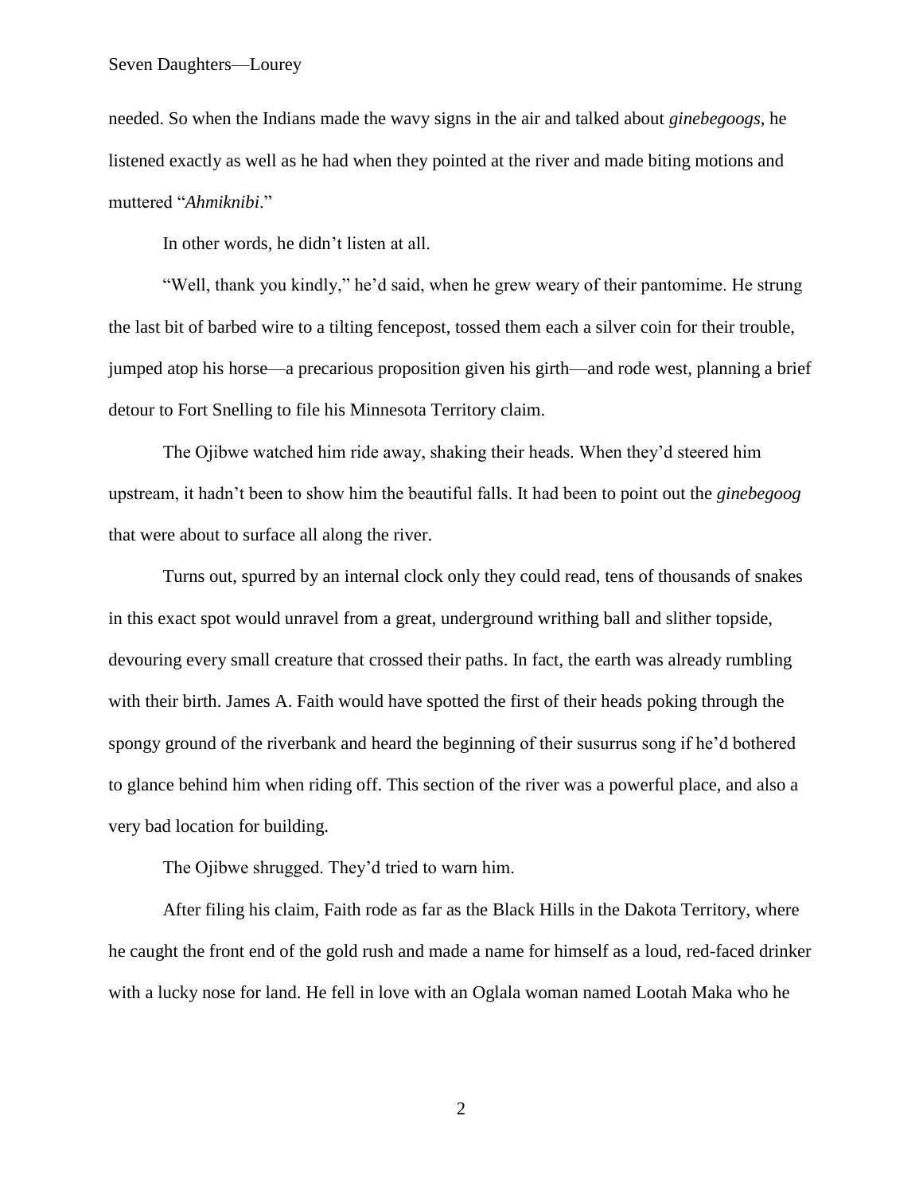needed. So when the Indians made the wavy signs in the air and talked about *ginebegoogs*, he listened exactly as well as he had when they pointed at the river and made biting motions and muttered "*Ahmiknibi*."

In other words, he didn't listen at all.

"Well, thank you kindly," he'd said, when he grew weary of their pantomime. He strung the last bit of barbed wire to a tilting fencepost, tossed them each a silver coin for their trouble, jumped atop his horse—a precarious proposition given his girth—and rode west, planning a brief detour to Fort Snelling to file his Minnesota Territory claim.

The Ojibwe watched him ride away, shaking their heads. When they'd steered him upstream, it hadn't been to show him the beautiful falls. It had been to point out the *ginebegoog* that were about to surface all along the river.

Turns out, spurred by an internal clock only they could read, tens of thousands of snakes in this exact spot would unravel from a great, underground writhing ball and slither topside, devouring every small creature that crossed their paths. In fact, the earth was already rumbling with their birth. James A. Faith would have spotted the first of their heads poking through the spongy ground of the riverbank and heard the beginning of their susurrus song if he'd bothered to glance behind him when riding off. This section of the river was a powerful place, and also a very bad location for building.

The Ojibwe shrugged. They'd tried to warn him.

After filing his claim, Faith rode as far as the Black Hills in the Dakota Territory, where he caught the front end of the gold rush and made a name for himself as a loud, red-faced drinker with a lucky nose for land. He fell in love with an Oglala woman named Lootah Maka who he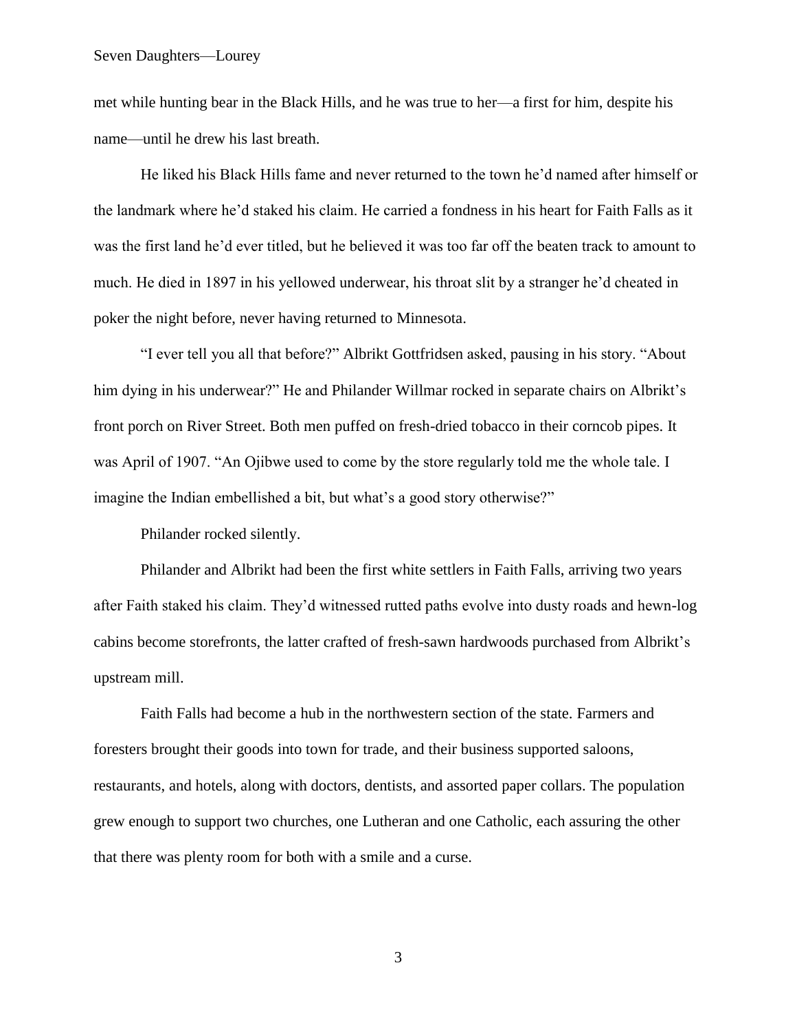met while hunting bear in the Black Hills, and he was true to her—a first for him, despite his name—until he drew his last breath.

He liked his Black Hills fame and never returned to the town he'd named after himself or the landmark where he'd staked his claim. He carried a fondness in his heart for Faith Falls as it was the first land he'd ever titled, but he believed it was too far off the beaten track to amount to much. He died in 1897 in his yellowed underwear, his throat slit by a stranger he'd cheated in poker the night before, never having returned to Minnesota.

"I ever tell you all that before?" Albrikt Gottfridsen asked, pausing in his story. "About him dying in his underwear?" He and Philander Willmar rocked in separate chairs on Albrikt's front porch on River Street. Both men puffed on fresh-dried tobacco in their corncob pipes. It was April of 1907. "An Ojibwe used to come by the store regularly told me the whole tale. I imagine the Indian embellished a bit, but what's a good story otherwise?"

Philander rocked silently.

Philander and Albrikt had been the first white settlers in Faith Falls, arriving two years after Faith staked his claim. They'd witnessed rutted paths evolve into dusty roads and hewn-log cabins become storefronts, the latter crafted of fresh-sawn hardwoods purchased from Albrikt's upstream mill.

Faith Falls had become a hub in the northwestern section of the state. Farmers and foresters brought their goods into town for trade, and their business supported saloons, restaurants, and hotels, along with doctors, dentists, and assorted paper collars. The population grew enough to support two churches, one Lutheran and one Catholic, each assuring the other that there was plenty room for both with a smile and a curse.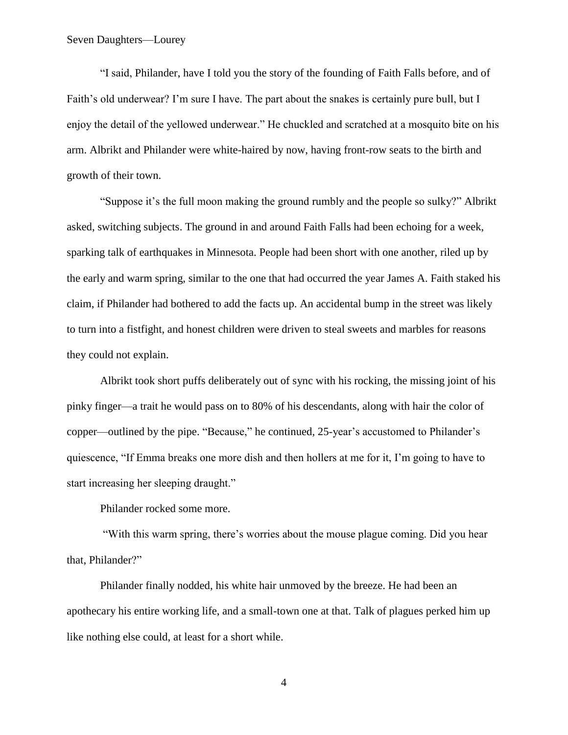"I said, Philander, have I told you the story of the founding of Faith Falls before, and of Faith's old underwear? I'm sure I have. The part about the snakes is certainly pure bull, but I enjoy the detail of the yellowed underwear." He chuckled and scratched at a mosquito bite on his arm. Albrikt and Philander were white-haired by now, having front-row seats to the birth and growth of their town.

"Suppose it's the full moon making the ground rumbly and the people so sulky?" Albrikt asked, switching subjects. The ground in and around Faith Falls had been echoing for a week, sparking talk of earthquakes in Minnesota. People had been short with one another, riled up by the early and warm spring, similar to the one that had occurred the year James A. Faith staked his claim, if Philander had bothered to add the facts up. An accidental bump in the street was likely to turn into a fistfight, and honest children were driven to steal sweets and marbles for reasons they could not explain.

Albrikt took short puffs deliberately out of sync with his rocking, the missing joint of his pinky finger—a trait he would pass on to 80% of his descendants, along with hair the color of copper—outlined by the pipe. "Because," he continued, 25-year's accustomed to Philander's quiescence, "If Emma breaks one more dish and then hollers at me for it, I'm going to have to start increasing her sleeping draught."

Philander rocked some more.

"With this warm spring, there's worries about the mouse plague coming. Did you hear that, Philander?"

Philander finally nodded, his white hair unmoved by the breeze. He had been an apothecary his entire working life, and a small-town one at that. Talk of plagues perked him up like nothing else could, at least for a short while.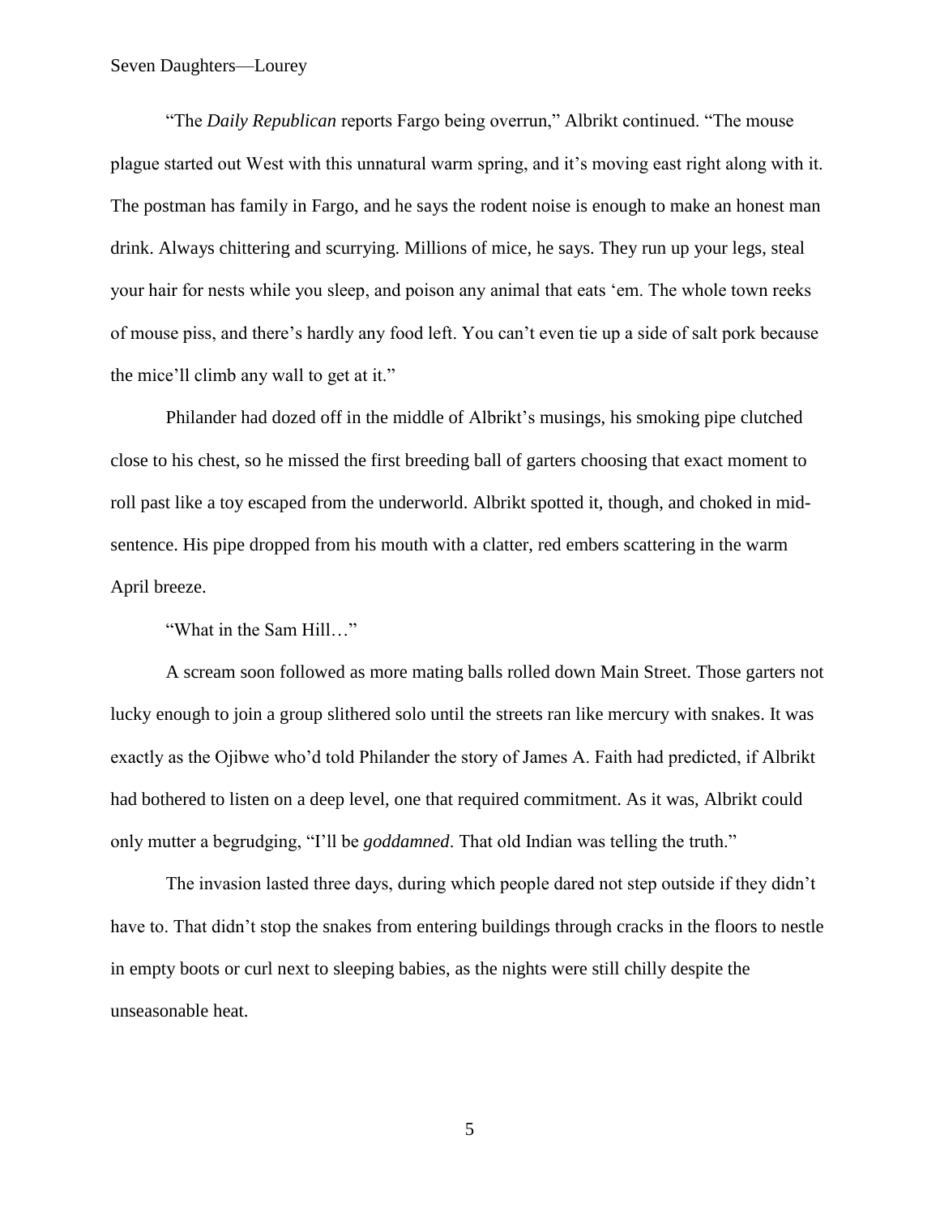"The *Daily Republican* reports Fargo being overrun," Albrikt continued. "The mouse plague started out West with this unnatural warm spring, and it's moving east right along with it. The postman has family in Fargo, and he says the rodent noise is enough to make an honest man drink. Always chittering and scurrying. Millions of mice, he says. They run up your legs, steal your hair for nests while you sleep, and poison any animal that eats 'em. The whole town reeks of mouse piss, and there's hardly any food left. You can't even tie up a side of salt pork because the mice'll climb any wall to get at it."

Philander had dozed off in the middle of Albrikt's musings, his smoking pipe clutched close to his chest, so he missed the first breeding ball of garters choosing that exact moment to roll past like a toy escaped from the underworld. Albrikt spotted it, though, and choked in mid-sentence. His pipe dropped from his mouth with a clatter, red embers scattering in the warm April breeze.

"What in the Sam Hill…"

A scream soon followed as more mating balls rolled down Main Street. Those garters not lucky enough to join a group slithered solo until the streets ran like mercury with snakes. It was exactly as the Ojibwe who'd told Philander the story of James A. Faith had predicted, if Albrikt had bothered to listen on a deep level, one that required commitment. As it was, Albrikt could only mutter a begrudging, "I'll be *goddamned*. That old Indian was telling the truth."

The invasion lasted three days, during which people dared not step outside if they didn't have to. That didn't stop the snakes from entering buildings through cracks in the floors to nestle in empty boots or curl next to sleeping babies, as the nights were still chilly despite the unseasonable heat.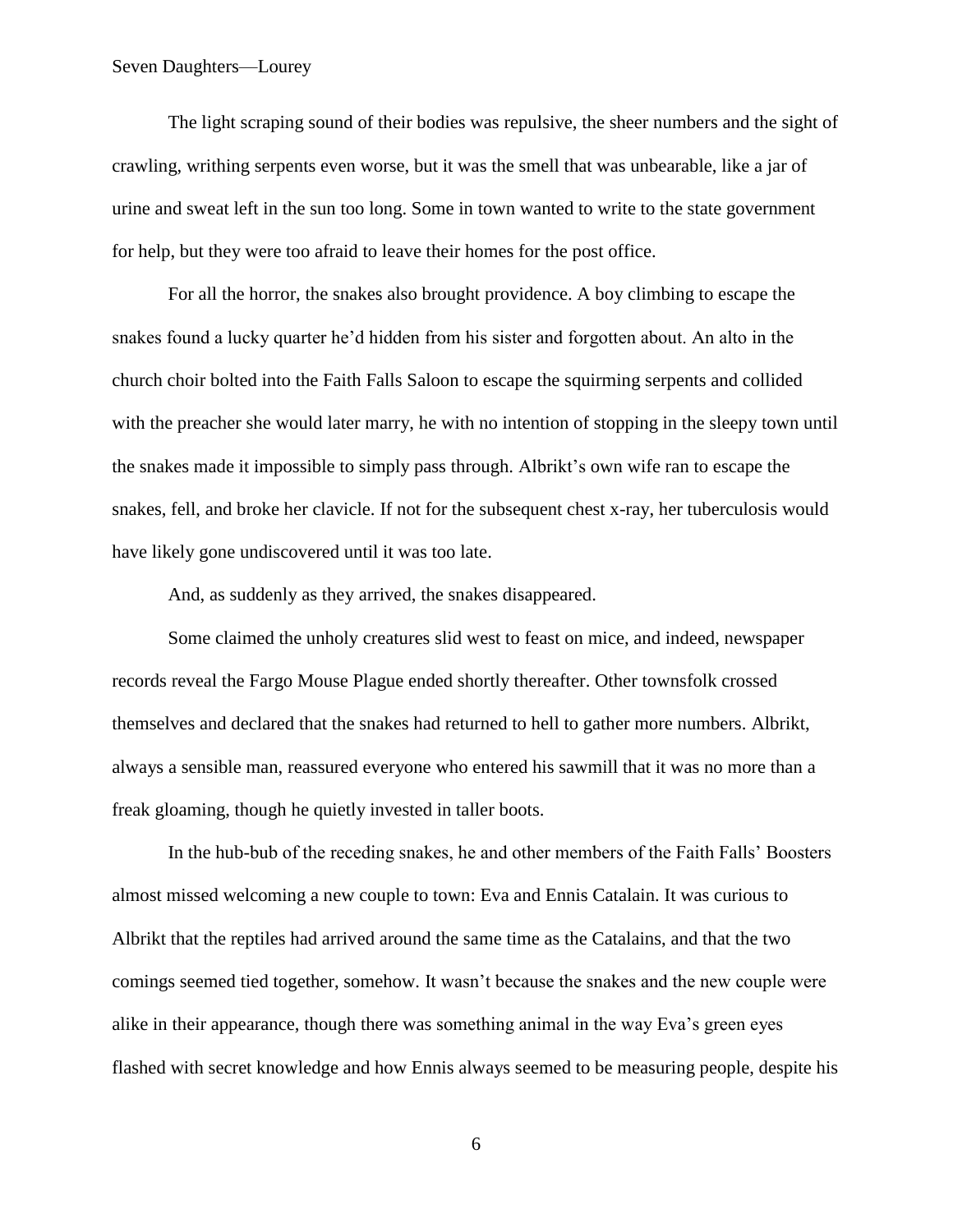The light scraping sound of their bodies was repulsive, the sheer numbers and the sight of crawling, writhing serpents even worse, but it was the smell that was unbearable, like a jar of urine and sweat left in the sun too long. Some in town wanted to write to the state government for help, but they were too afraid to leave their homes for the post office.

For all the horror, the snakes also brought providence. A boy climbing to escape the snakes found a lucky quarter he'd hidden from his sister and forgotten about. An alto in the church choir bolted into the Faith Falls Saloon to escape the squirming serpents and collided with the preacher she would later marry, he with no intention of stopping in the sleepy town until the snakes made it impossible to simply pass through. Albrikt's own wife ran to escape the snakes, fell, and broke her clavicle. If not for the subsequent chest x-ray, her tuberculosis would have likely gone undiscovered until it was too late.

And, as suddenly as they arrived, the snakes disappeared.

Some claimed the unholy creatures slid west to feast on mice, and indeed, newspaper records reveal the Fargo Mouse Plague ended shortly thereafter. Other townsfolk crossed themselves and declared that the snakes had returned to hell to gather more numbers. Albrikt, always a sensible man, reassured everyone who entered his sawmill that it was no more than a freak gloaming, though he quietly invested in taller boots.

In the hub-bub of the receding snakes, he and other members of the Faith Falls' Boosters almost missed welcoming a new couple to town: Eva and Ennis Catalain. It was curious to Albrikt that the reptiles had arrived around the same time as the Catalains, and that the two comings seemed tied together, somehow. It wasn't because the snakes and the new couple were alike in their appearance, though there was something animal in the way Eva's green eyes flashed with secret knowledge and how Ennis always seemed to be measuring people, despite his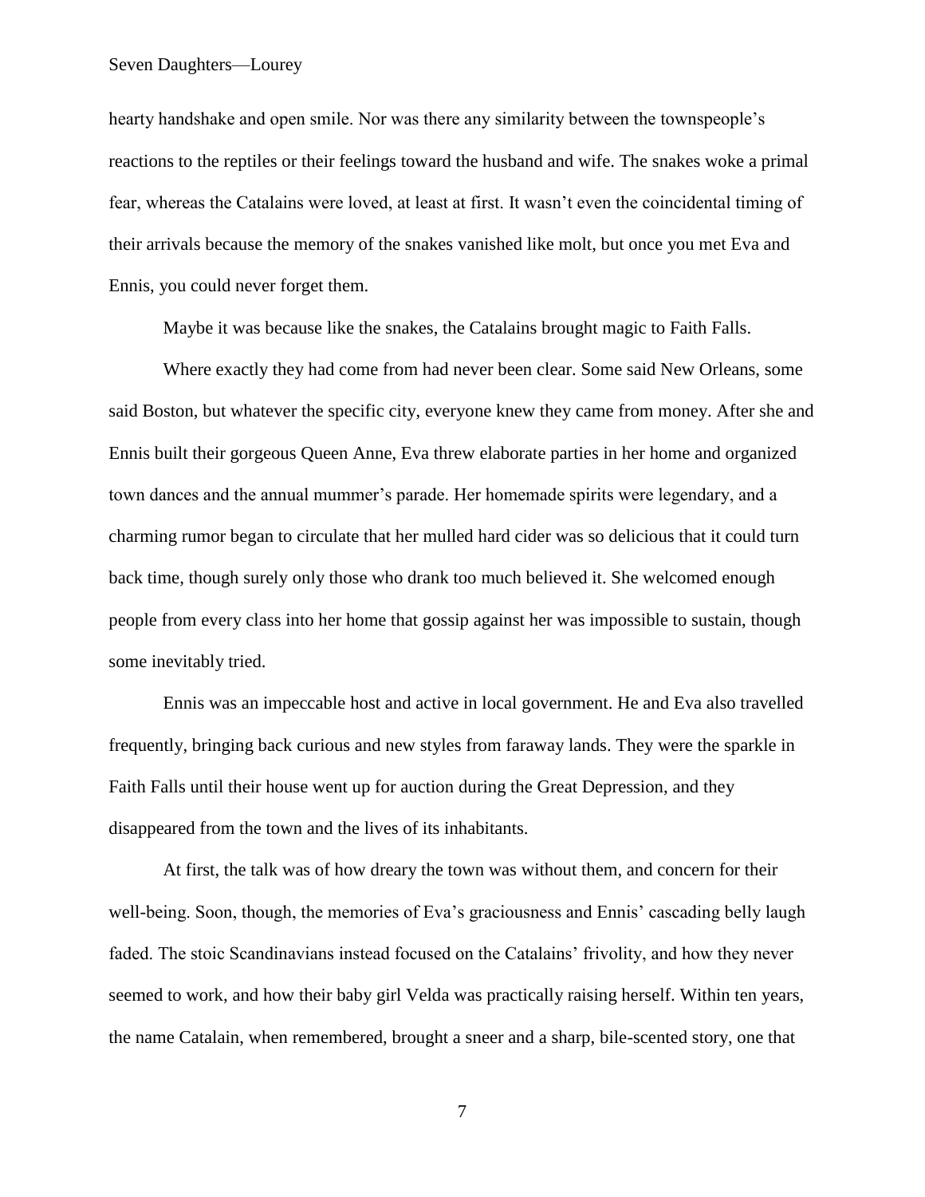hearty handshake and open smile. Nor was there any similarity between the townspeople's reactions to the reptiles or their feelings toward the husband and wife. The snakes woke a primal fear, whereas the Catalains were loved, at least at first. It wasn't even the coincidental timing of their arrivals because the memory of the snakes vanished like molt, but once you met Eva and Ennis, you could never forget them.

Maybe it was because like the snakes, the Catalains brought magic to Faith Falls.

Where exactly they had come from had never been clear. Some said New Orleans, some said Boston, but whatever the specific city, everyone knew they came from money. After she and Ennis built their gorgeous Queen Anne, Eva threw elaborate parties in her home and organized town dances and the annual mummer's parade. Her homemade spirits were legendary, and a charming rumor began to circulate that her mulled hard cider was so delicious that it could turn back time, though surely only those who drank too much believed it. She welcomed enough people from every class into her home that gossip against her was impossible to sustain, though some inevitably tried.

Ennis was an impeccable host and active in local government. He and Eva also travelled frequently, bringing back curious and new styles from faraway lands. They were the sparkle in Faith Falls until their house went up for auction during the Great Depression, and they disappeared from the town and the lives of its inhabitants.

At first, the talk was of how dreary the town was without them, and concern for their well-being. Soon, though, the memories of Eva's graciousness and Ennis' cascading belly laugh faded. The stoic Scandinavians instead focused on the Catalains' frivolity, and how they never seemed to work, and how their baby girl Velda was practically raising herself. Within ten years, the name Catalain, when remembered, brought a sneer and a sharp, bile-scented story, one that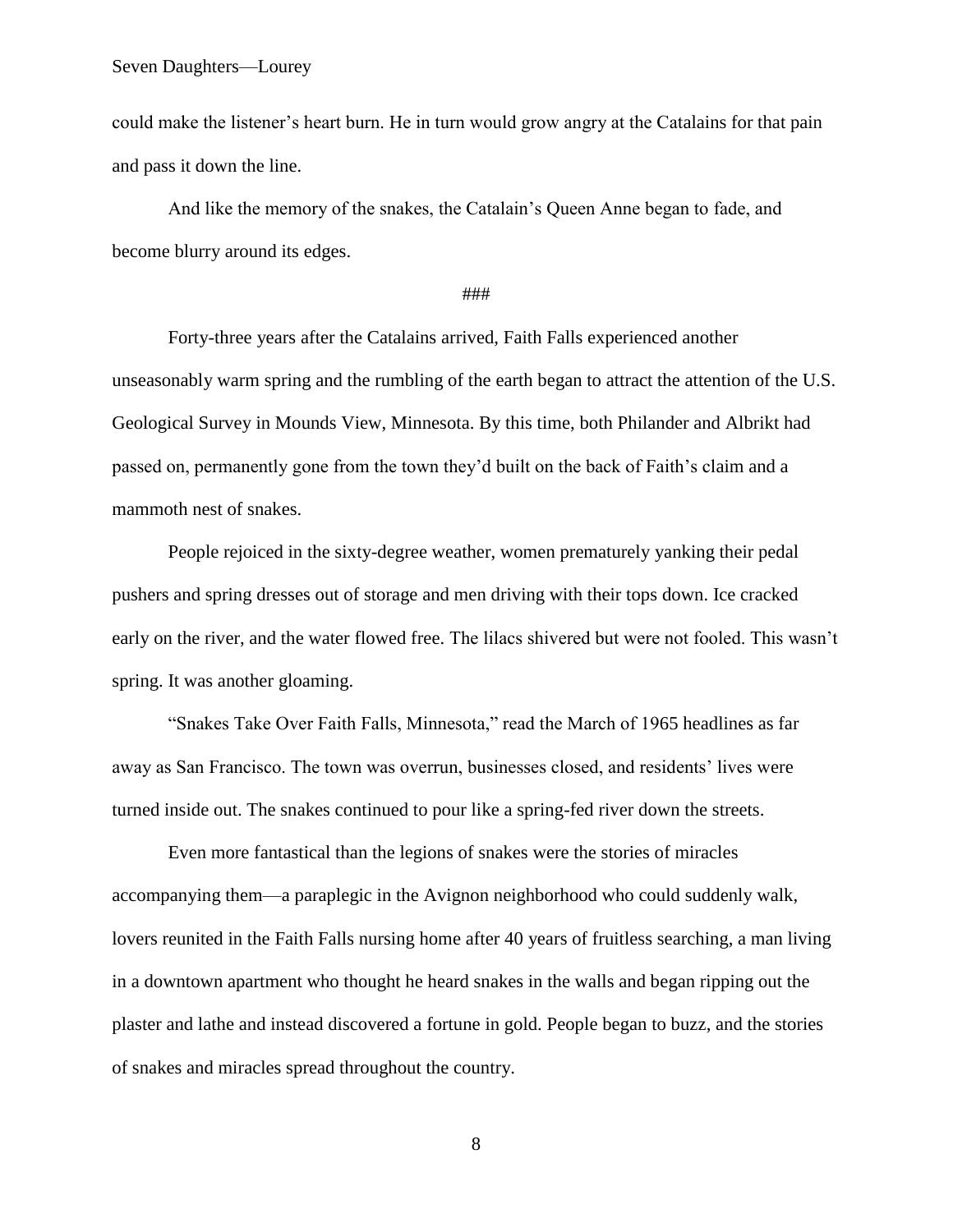could make the listener's heart burn. He in turn would grow angry at the Catalains for that pain and pass it down the line.

And like the memory of the snakes, the Catalain's Queen Anne began to fade, and become blurry around its edges.

###

Forty-three years after the Catalains arrived, Faith Falls experienced another unseasonably warm spring and the rumbling of the earth began to attract the attention of the U.S. Geological Survey in Mounds View, Minnesota. By this time, both Philander and Albrikt had passed on, permanently gone from the town they'd built on the back of Faith's claim and a mammoth nest of snakes.

People rejoiced in the sixty-degree weather, women prematurely yanking their pedal pushers and spring dresses out of storage and men driving with their tops down. Ice cracked early on the river, and the water flowed free. The lilacs shivered but were not fooled. This wasn't spring. It was another gloaming.

"Snakes Take Over Faith Falls, Minnesota," read the March of 1965 headlines as far away as San Francisco. The town was overrun, businesses closed, and residents' lives were turned inside out. The snakes continued to pour like a spring-fed river down the streets.

Even more fantastical than the legions of snakes were the stories of miracles accompanying them—a paraplegic in the Avignon neighborhood who could suddenly walk, lovers reunited in the Faith Falls nursing home after 40 years of fruitless searching, a man living in a downtown apartment who thought he heard snakes in the walls and began ripping out the plaster and lathe and instead discovered a fortune in gold. People began to buzz, and the stories of snakes and miracles spread throughout the country.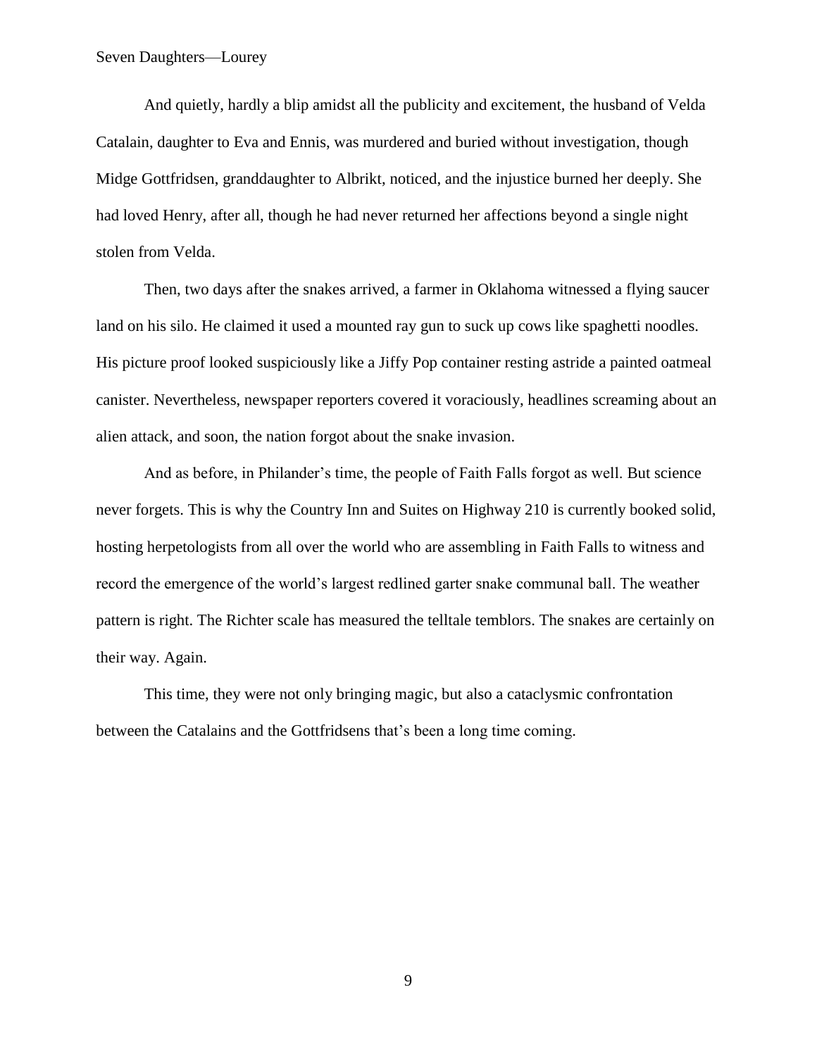And quietly, hardly a blip amidst all the publicity and excitement, the husband of Velda Catalain, daughter to Eva and Ennis, was murdered and buried without investigation, though Midge Gottfridsen, granddaughter to Albrikt, noticed, and the injustice burned her deeply. She had loved Henry, after all, though he had never returned her affections beyond a single night stolen from Velda.

Then, two days after the snakes arrived, a farmer in Oklahoma witnessed a flying saucer land on his silo. He claimed it used a mounted ray gun to suck up cows like spaghetti noodles. His picture proof looked suspiciously like a Jiffy Pop container resting astride a painted oatmeal canister. Nevertheless, newspaper reporters covered it voraciously, headlines screaming about an alien attack, and soon, the nation forgot about the snake invasion.

And as before, in Philander's time, the people of Faith Falls forgot as well. But science never forgets. This is why the Country Inn and Suites on Highway 210 is currently booked solid, hosting herpetologists from all over the world who are assembling in Faith Falls to witness and record the emergence of the world's largest redlined garter snake communal ball. The weather pattern is right. The Richter scale has measured the telltale temblors. The snakes are certainly on their way. Again.

This time, they were not only bringing magic, but also a cataclysmic confrontation between the Catalains and the Gottfridsens that's been a long time coming.